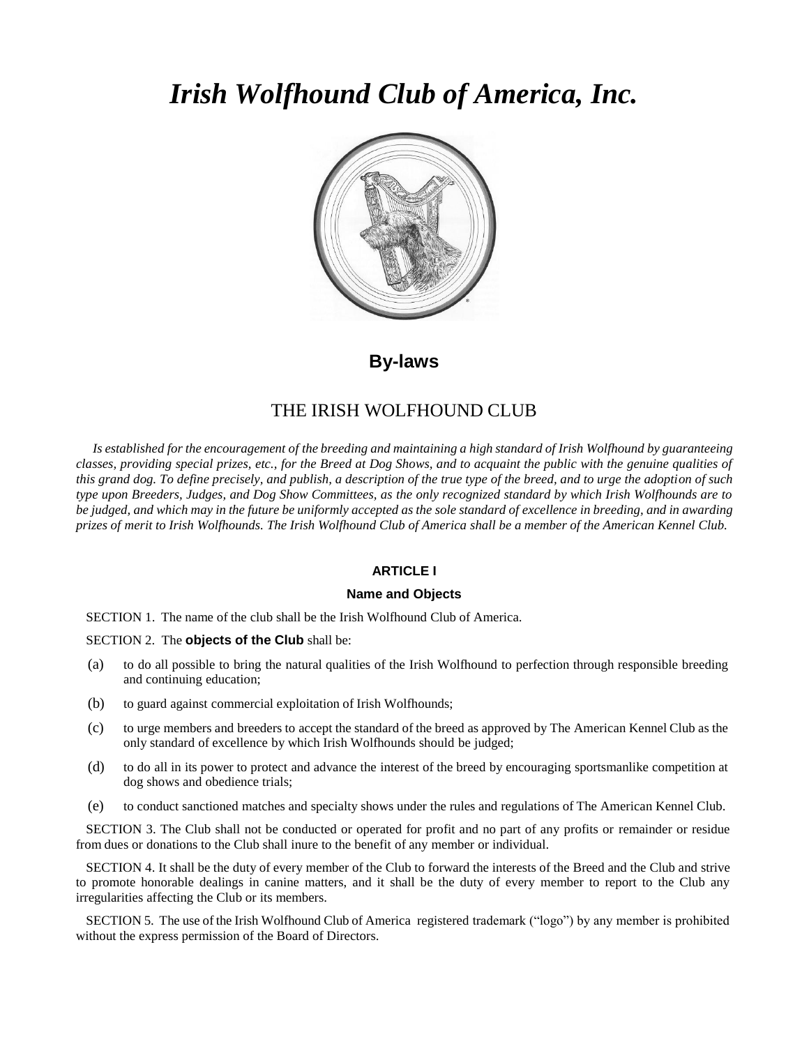# *Irish Wolfhound Club of America, Inc.*

## By-laws

## THE IRISH WOLFHOUND CLUB

*Is established for the encouragement of the breeding and maintaining a high standard of Irish Wolfhound by guaranteeing classes, providing special prizes, etc., for the Breed at Dog Shows, and to acquaint the public with the genuine qualities of this grand dog. To define precisely, and publish, a description of the true type of the breed, and to urge the adoption of such type upon Breeders, Judges, and Dog Show Committees, as the only recognized standard by which Irish Wolfhounds are to be judged, and which may in the future be uniformly accepted as the sole standard of excellence in breeding, and in awarding prizes of merit to Irish Wolfhounds. The Irish Wolfhound Club of America shall be a member of the American Kennel Club.*

### ARTICLE I

### Name and Objects

SECTION 1. The name of the club shall be the Irish Wolfhound Club of America.

SECTION 2. The **objects of the Club** shall be:

(a) to do all possible to bring the natural qualities of the Irish Wolfhound to perfection through responsible breeding and continuing education;

(b) to guard against commercial exploitation of Irish Wolfhounds;

(c) to urge members and breeders to accept the standard of the breed as approved by The American Kennel Club as the only standard of excellence by which Irish Wolfhounds should be judged;

(d) to do all in its power to protect and advance the interest of the breed by encouraging sportsmanlike competition at dog shows and obedience trials;

(e) to conduct sanctioned matches and specialty shows under the rules and regulations of The American Kennel Club.

SECTION 3. The Club shall not be conducted or operated for profit and no part of any profits or remainder or residue from dues or donations to the Club shall inure to the benefit of any member or individual.

SECTION 4. It shall be the duty of every member of the Club to forward the interests of the Breed and the Club and strive to promote honorable dealings in canine matters, and it shall be the duty of every member to report to the Club any irregularities affecting the Club or its members.

SECTION 5. The use of the Irish Wolfhound Club of America registered trademark ("logo") by any member is prohibited without the express permission of the Board of Directors.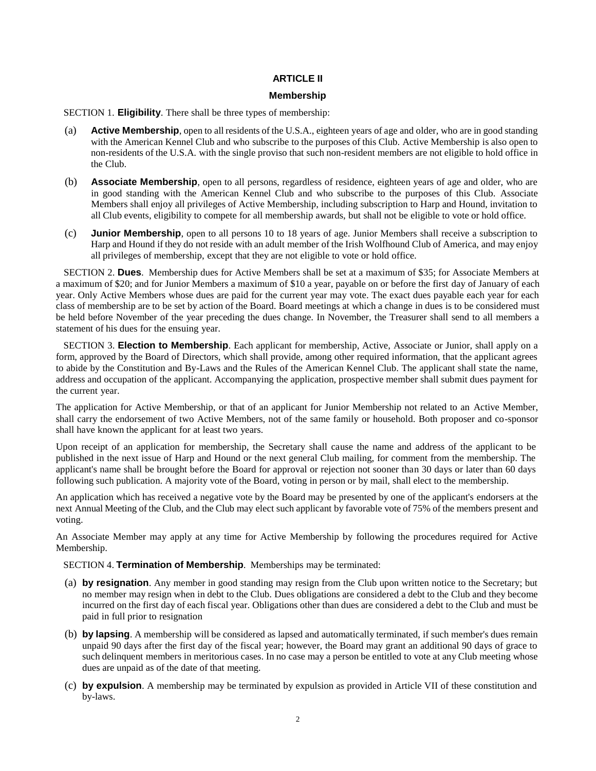## ARTICLE II

### Membership

SECTION 1. **Eligibility**. There shall be three types of membership:

(a) **Active Membership**, open to all residents of the U.S.A., eighteen years of age and older, who are in good standing with the American Kennel Club and who subscribe to the purposes of this Club. Active Membership is also open to non-residents of the U.S.A. with the single proviso that such non-resident members are not eligible to hold office in the Club.

(b) **Associate Membership**, open to all persons, regardless of residence, eighteen years of age and older, who are in good standing with the American Kennel Club and who subscribe to the purposes of this Club. Associate Members shall enjoy all privileges of Active Membership, including subscription to Harp and Hound, invitation to all Club events, eligibility to compete for all membership awards, but shall not be eligible to vote or hold office.

(c) **Junior Membership**, open to all persons 10 to 18 years of age. Junior Members shall receive a subscription to Harp and Hound if they do not reside with an adult member of the Irish Wolfhound Club of America, and may enjoy all privileges of membership, except that they are not eligible to vote or hold office.

SECTION 2. **Dues**. Membership dues for Active Members shall be set at a maximum of $35; for Associate Members at a maximum of $20; and for Junior Members a maximum of $10 a year, payable on or before the first day of January of each year. Only Active Members whose dues are paid for the current year may vote. The exact dues payable each year for each class of membership are to be set by action of the Board. Board meetings at which a change in dues is to be considered must be held before November of the year preceding the dues change. In November, the Treasurer shall send to all members a statement of his dues for the ensuing year.

SECTION 3. **Election to Membership**. Each applicant for membership, Active, Associate or Junior, shall apply on a form, approved by the Board of Directors, which shall provide, among other required information, that the applicant agrees to abide by the Constitution and By-Laws and the Rules of the American Kennel Club. The applicant shall state the name, address and occupation of the applicant. Accompanying the application, prospective member shall submit dues payment for the current year.

The application for Active Membership, or that of an applicant for Junior Membership not related to an Active Member, shall carry the endorsement of two Active Members, not of the same family or household. Both proposer and co-sponsor shall have known the applicant for at least two years.

Upon receipt of an application for membership, the Secretary shall cause the name and address of the applicant to be published in the next issue of Harp and Hound or the next general Club mailing, for comment from the membership. The applicant's name shall be brought before the Board for approval or rejection not sooner than 30 days or later than 60 days following such publication. A majority vote of the Board, voting in person or by mail, shall elect to the membership.

An application which has received a negative vote by the Board may be presented by one of the applicant's endorsers at the next Annual Meeting of the Club, and the Club may elect such applicant by favorable vote of 75% of the members present and voting.

An Associate Member may apply at any time for Active Membership by following the procedures required for Active Membership.

SECTION 4. **Termination of Membership**. Memberships may be terminated:

(a) **by resignation**. Any member in good standing may resign from the Club upon written notice to the Secretary; but no member may resign when in debt to the Club. Dues obligations are considered a debt to the Club and they become incurred on the first day of each fiscal year. Obligations other than dues are considered a debt to the Club and must be paid in full prior to resignation

(b) **by lapsing**. A membership will be considered as lapsed and automatically terminated, if such member's dues remain unpaid 90 days after the first day of the fiscal year; however, the Board may grant an additional 90 days of grace to such delinquent members in meritorious cases. In no case may a person be entitled to vote at any Club meeting whose dues are unpaid as of the date of that meeting.

(c) **by expulsion**. A membership may be terminated by expulsion as provided in Article VII of these constitution and by-laws.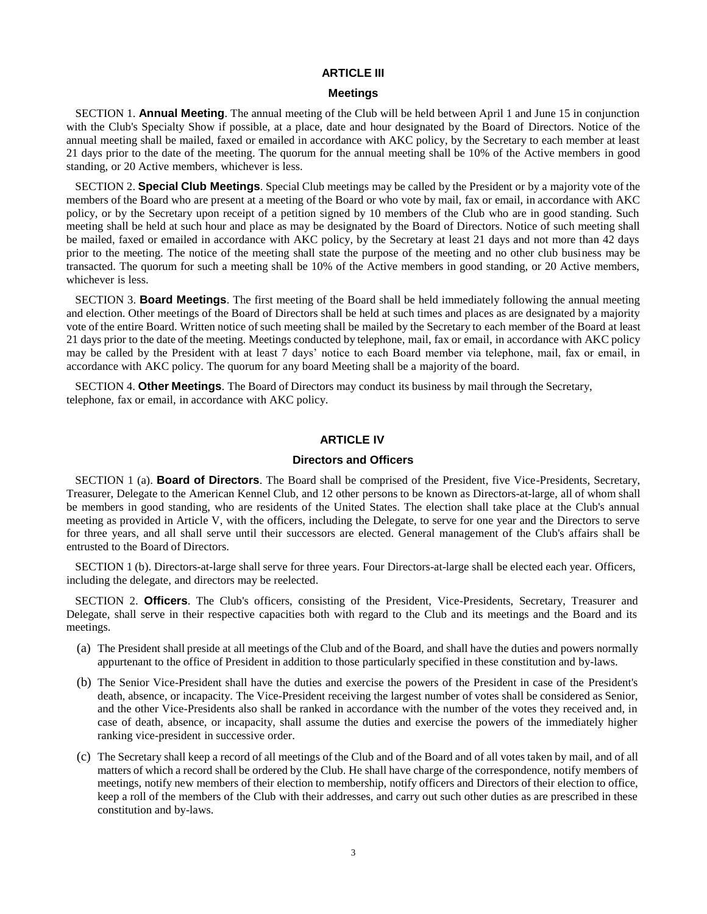## ARTICLE III

### Meetings

SECTION 1. **Annual Meeting**. The annual meeting of the Club will be held between April 1 and June 15 in conjunction with the Club's Specialty Show if possible, at a place, date and hour designated by the Board of Directors. Notice of the annual meeting shall be mailed, faxed or emailed in accordance with AKC policy, by the Secretary to each member at least 21 days prior to the date of the meeting. The quorum for the annual meeting shall be 10% of the Active members in good standing, or 20 Active members, whichever is less.

SECTION 2. **Special Club Meetings**. Special Club meetings may be called by the President or by a majority vote of the members of the Board who are present at a meeting of the Board or who vote by mail, fax or email, in accordance with AKC policy, or by the Secretary upon receipt of a petition signed by 10 members of the Club who are in good standing. Such meeting shall be held at such hour and place as may be designated by the Board of Directors. Notice of such meeting shall be mailed, faxed or emailed in accordance with AKC policy, by the Secretary at least 21 days and not more than 42 days prior to the meeting. The notice of the meeting shall state the purpose of the meeting and no other club business may be transacted. The quorum for such a meeting shall be 10% of the Active members in good standing, or 20 Active members, whichever is less.

SECTION 3. **Board Meetings**. The first meeting of the Board shall be held immediately following the annual meeting and election. Other meetings of the Board of Directors shall be held at such times and places as are designated by a majority vote of the entire Board. Written notice of such meeting shall be mailed by the Secretary to each member of the Board at least 21 days prior to the date of the meeting. Meetings conducted by telephone, mail, fax or email, in accordance with AKC policy may be called by the President with at least 7 days' notice to each Board member via telephone, mail, fax or email, in accordance with AKC policy. The quorum for any board Meeting shall be a majority of the board.

SECTION 4. **Other Meetings**. The Board of Directors may conduct its business by mail through the Secretary, telephone, fax or email, in accordance with AKC policy.

## ARTICLE IV

### Directors and Officers

SECTION 1 (a). **Board of Directors**. The Board shall be comprised of the President, five Vice-Presidents, Secretary, Treasurer, Delegate to the American Kennel Club, and 12 other persons to be known as Directors-at-large, all of whom shall be members in good standing, who are residents of the United States. The election shall take place at the Club's annual meeting as provided in Article V, with the officers, including the Delegate, to serve for one year and the Directors to serve for three years, and all shall serve until their successors are elected. General management of the Club's affairs shall be entrusted to the Board of Directors.

SECTION 1 (b). Directors-at-large shall serve for three years. Four Directors-at-large shall be elected each year. Officers, including the delegate, and directors may be reelected.

SECTION 2. **Officers**. The Club's officers, consisting of the President, Vice-Presidents, Secretary, Treasurer and Delegate, shall serve in their respective capacities both with regard to the Club and its meetings and the Board and its meetings.

(a) The President shall preside at all meetings of the Club and of the Board, and shall have the duties and powers normally appurtenant to the office of President in addition to those particularly specified in these constitution and by-laws.

(b) The Senior Vice-President shall have the duties and exercise the powers of the President in case of the President's death, absence, or incapacity. The Vice-President receiving the largest number of votes shall be considered as Senior, and the other Vice-Presidents also shall be ranked in accordance with the number of the votes they received and, in case of death, absence, or incapacity, shall assume the duties and exercise the powers of the immediately higher ranking vice-president in successive order.

(c) The Secretary shall keep a record of all meetings of the Club and of the Board and of all votes taken by mail, and of all matters of which a record shall be ordered by the Club. He shall have charge of the correspondence, notify members of meetings, notify new members of their election to membership, notify officers and Directors of their election to office, keep a roll of the members of the Club with their addresses, and carry out such other duties as are prescribed in these constitution and by-laws.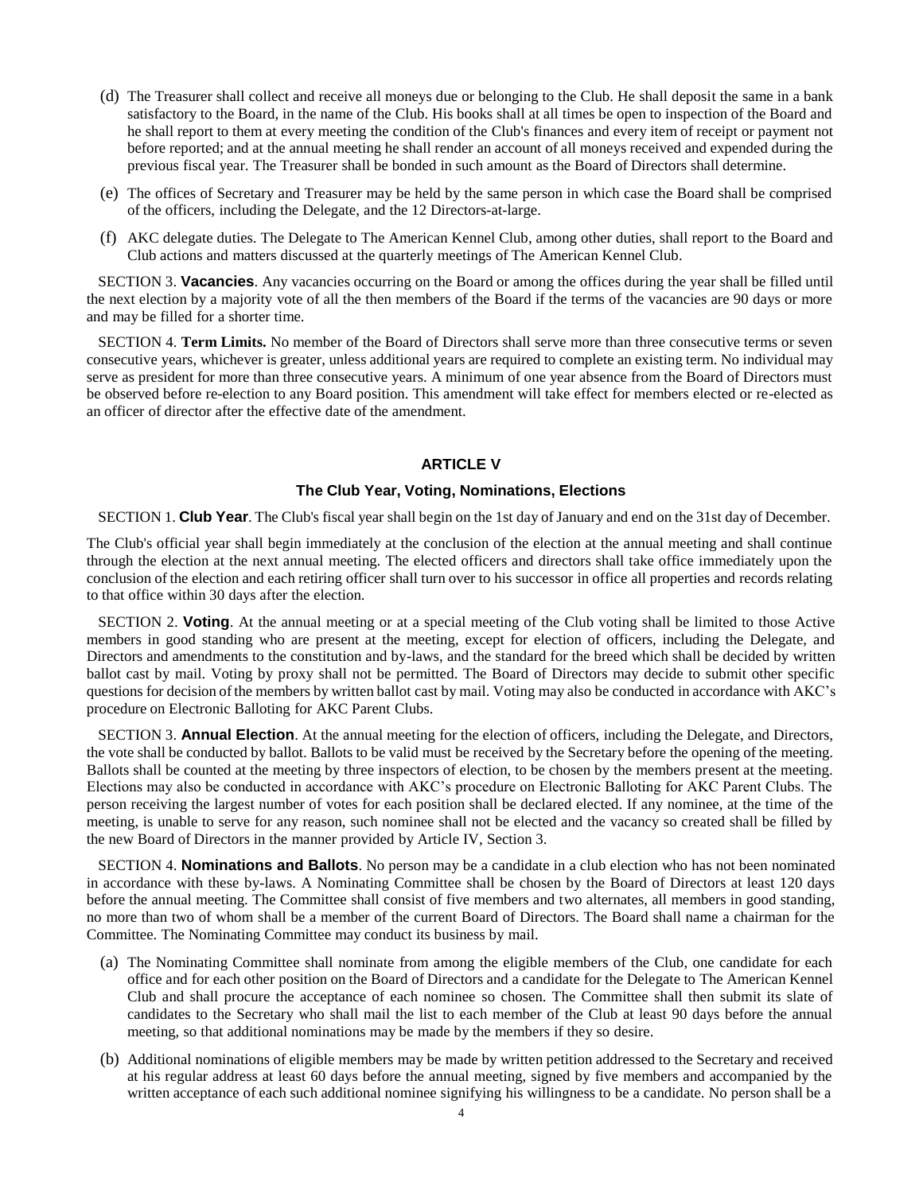(d) The Treasurer shall collect and receive all moneys due or belonging to the Club. He shall deposit the same in a bank satisfactory to the Board, in the name of the Club. His books shall at all times be open to inspection of the Board and he shall report to them at every meeting the condition of the Club's finances and every item of receipt or payment not before reported; and at the annual meeting he shall render an account of all moneys received and expended during the previous fiscal year. The Treasurer shall be bonded in such amount as the Board of Directors shall determine.

(e) The offices of Secretary and Treasurer may be held by the same person in which case the Board shall be comprised of the officers, including the Delegate, and the 12 Directors-at-large.

(f) AKC delegate duties. The Delegate to The American Kennel Club, among other duties, shall report to the Board and Club actions and matters discussed at the quarterly meetings of The American Kennel Club.

SECTION 3. **Vacancies**. Any vacancies occurring on the Board or among the offices during the year shall be filled until the next election by a majority vote of all the then members of the Board if the terms of the vacancies are 90 days or more and may be filled for a shorter time.

SECTION 4. **Term Limits.** No member of the Board of Directors shall serve more than three consecutive terms or seven consecutive years, whichever is greater, unless additional years are required to complete an existing term. No individual may serve as president for more than three consecutive years. A minimum of one year absence from the Board of Directors must be observed before re-election to any Board position. This amendment will take effect for members elected or re-elected as an officer of director after the effective date of the amendment.

## ARTICLE V

### The Club Year, Voting, Nominations, Elections

SECTION 1. **Club Year**. The Club's fiscal year shall begin on the 1st day of January and end on the 31st day of December.

The Club's official year shall begin immediately at the conclusion of the election at the annual meeting and shall continue through the election at the next annual meeting. The elected officers and directors shall take office immediately upon the conclusion of the election and each retiring officer shall turn over to his successor in office all properties and records relating to that office within 30 days after the election.

SECTION 2. **Voting**. At the annual meeting or at a special meeting of the Club voting shall be limited to those Active members in good standing who are present at the meeting, except for election of officers, including the Delegate, and Directors and amendments to the constitution and by-laws, and the standard for the breed which shall be decided by written ballot cast by mail. Voting by proxy shall not be permitted. The Board of Directors may decide to submit other specific questions for decision of the members by written ballot cast by mail. Voting may also be conducted in accordance with AKC's procedure on Electronic Balloting for AKC Parent Clubs.

SECTION 3. **Annual Election**. At the annual meeting for the election of officers, including the Delegate, and Directors, the vote shall be conducted by ballot. Ballots to be valid must be received by the Secretary before the opening of the meeting. Ballots shall be counted at the meeting by three inspectors of election, to be chosen by the members present at the meeting. Elections may also be conducted in accordance with AKC's procedure on Electronic Balloting for AKC Parent Clubs. The person receiving the largest number of votes for each position shall be declared elected. If any nominee, at the time of the meeting, is unable to serve for any reason, such nominee shall not be elected and the vacancy so created shall be filled by the new Board of Directors in the manner provided by Article IV, Section 3.

SECTION 4. **Nominations and Ballots**. No person may be a candidate in a club election who has not been nominated in accordance with these by-laws. A Nominating Committee shall be chosen by the Board of Directors at least 120 days before the annual meeting. The Committee shall consist of five members and two alternates, all members in good standing, no more than two of whom shall be a member of the current Board of Directors. The Board shall name a chairman for the Committee. The Nominating Committee may conduct its business by mail.

(a) The Nominating Committee shall nominate from among the eligible members of the Club, one candidate for each office and for each other position on the Board of Directors and a candidate for the Delegate to The American Kennel Club and shall procure the acceptance of each nominee so chosen. The Committee shall then submit its slate of candidates to the Secretary who shall mail the list to each member of the Club at least 90 days before the annual meeting, so that additional nominations may be made by the members if they so desire.

(b) Additional nominations of eligible members may be made by written petition addressed to the Secretary and received at his regular address at least 60 days before the annual meeting, signed by five members and accompanied by the written acceptance of each such additional nominee signifying his willingness to be a candidate. No person shall be a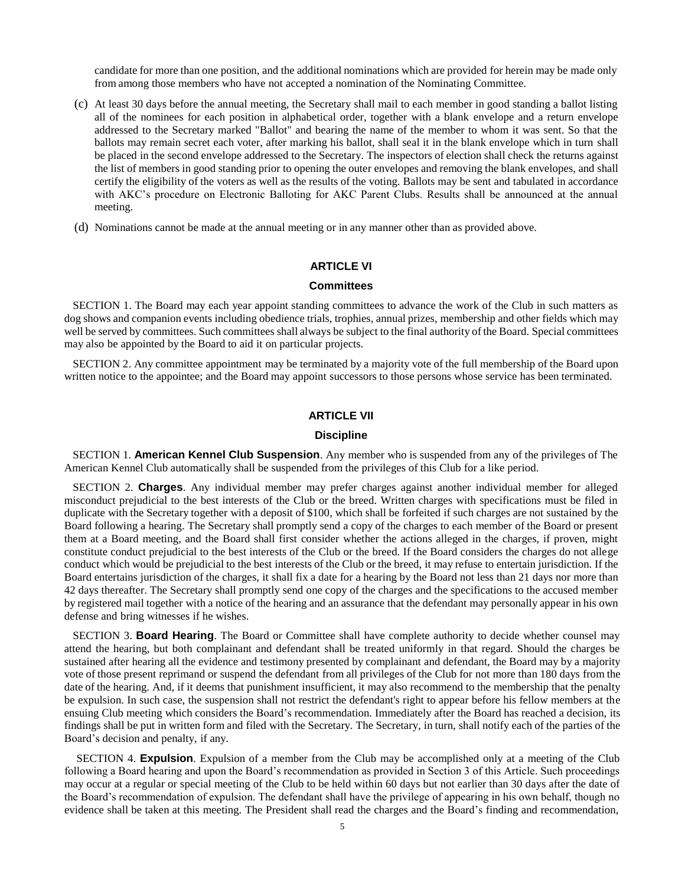candidate for more than one position, and the additional nominations which are provided for herein may be made only from among those members who have not accepted a nomination of the Nominating Committee.

(c) At least 30 days before the annual meeting, the Secretary shall mail to each member in good standing a ballot listing all of the nominees for each position in alphabetical order, together with a blank envelope and a return envelope addressed to the Secretary marked "Ballot" and bearing the name of the member to whom it was sent. So that the ballots may remain secret each voter, after marking his ballot, shall seal it in the blank envelope which in turn shall be placed in the second envelope addressed to the Secretary. The inspectors of election shall check the returns against the list of members in good standing prior to opening the outer envelopes and removing the blank envelopes, and shall certify the eligibility of the voters as well as the results of the voting. Ballots may be sent and tabulated in accordance with AKC's procedure on Electronic Balloting for AKC Parent Clubs. Results shall be announced at the annual meeting.

(d) Nominations cannot be made at the annual meeting or in any manner other than as provided above.

## ARTICLE VI

### Committees

SECTION 1. The Board may each year appoint standing committees to advance the work of the Club in such matters as dog shows and companion events including obedience trials, trophies, annual prizes, membership and other fields which may well be served by committees. Such committees shall always be subject to the final authority of the Board. Special committees may also be appointed by the Board to aid it on particular projects.

SECTION 2. Any committee appointment may be terminated by a majority vote of the full membership of the Board upon written notice to the appointee; and the Board may appoint successors to those persons whose service has been terminated.

## ARTICLE VII

### Discipline

SECTION 1. **American Kennel Club Suspension**. Any member who is suspended from any of the privileges of The American Kennel Club automatically shall be suspended from the privileges of this Club for a like period.

SECTION 2. **Charges**. Any individual member may prefer charges against another individual member for alleged misconduct prejudicial to the best interests of the Club or the breed. Written charges with specifications must be filed in duplicate with the Secretary together with a deposit of $100, which shall be forfeited if such charges are not sustained by the Board following a hearing. The Secretary shall promptly send a copy of the charges to each member of the Board or present them at a Board meeting, and the Board shall first consider whether the actions alleged in the charges, if proven, might constitute conduct prejudicial to the best interests of the Club or the breed. If the Board considers the charges do not allege conduct which would be prejudicial to the best interests of the Club or the breed, it may refuse to entertain jurisdiction. If the Board entertains jurisdiction of the charges, it shall fix a date for a hearing by the Board not less than 21 days nor more than 42 days thereafter. The Secretary shall promptly send one copy of the charges and the specifications to the accused member by registered mail together with a notice of the hearing and an assurance that the defendant may personally appear in his own defense and bring witnesses if he wishes.

SECTION 3. **Board Hearing**. The Board or Committee shall have complete authority to decide whether counsel may attend the hearing, but both complainant and defendant shall be treated uniformly in that regard. Should the charges be sustained after hearing all the evidence and testimony presented by complainant and defendant, the Board may by a majority vote of those present reprimand or suspend the defendant from all privileges of the Club for not more than 180 days from the date of the hearing. And, if it deems that punishment insufficient, it may also recommend to the membership that the penalty be expulsion. In such case, the suspension shall not restrict the defendant's right to appear before his fellow members at the ensuing Club meeting which considers the Board's recommendation. Immediately after the Board has reached a decision, its findings shall be put in written form and filed with the Secretary. The Secretary, in turn, shall notify each of the parties of the Board's decision and penalty, if any.

SECTION 4. **Expulsion**. Expulsion of a member from the Club may be accomplished only at a meeting of the Club following a Board hearing and upon the Board's recommendation as provided in Section 3 of this Article. Such proceedings may occur at a regular or special meeting of the Club to be held within 60 days but not earlier than 30 days after the date of the Board's recommendation of expulsion. The defendant shall have the privilege of appearing in his own behalf, though no evidence shall be taken at this meeting. The President shall read the charges and the Board's finding and recommendation,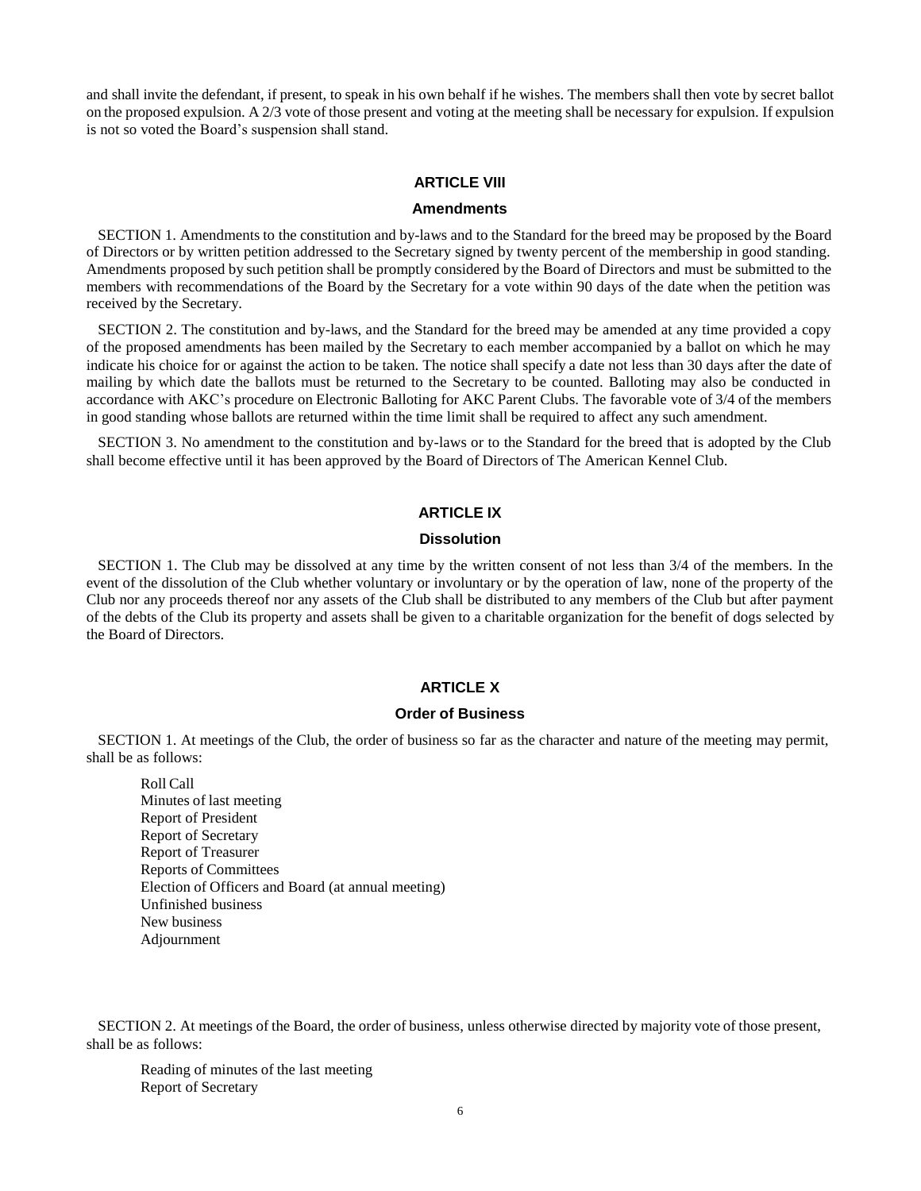and shall invite the defendant, if present, to speak in his own behalf if he wishes. The members shall then vote by secret ballot on the proposed expulsion. A 2/3 vote of those present and voting at the meeting shall be necessary for expulsion. If expulsion is not so voted the Board's suspension shall stand.

## ARTICLE VIII

### Amendments

SECTION 1. Amendments to the constitution and by-laws and to the Standard for the breed may be proposed by the Board of Directors or by written petition addressed to the Secretary signed by twenty percent of the membership in good standing. Amendments proposed by such petition shall be promptly considered by the Board of Directors and must be submitted to the members with recommendations of the Board by the Secretary for a vote within 90 days of the date when the petition was received by the Secretary.

SECTION 2. The constitution and by-laws, and the Standard for the breed may be amended at any time provided a copy of the proposed amendments has been mailed by the Secretary to each member accompanied by a ballot on which he may indicate his choice for or against the action to be taken. The notice shall specify a date not less than 30 days after the date of mailing by which date the ballots must be returned to the Secretary to be counted. Balloting may also be conducted in accordance with AKC's procedure on Electronic Balloting for AKC Parent Clubs. The favorable vote of 3/4 of the members in good standing whose ballots are returned within the time limit shall be required to affect any such amendment.

SECTION 3. No amendment to the constitution and by-laws or to the Standard for the breed that is adopted by the Club shall become effective until it has been approved by the Board of Directors of The American Kennel Club.

## ARTICLE IX

### Dissolution

SECTION 1. The Club may be dissolved at any time by the written consent of not less than 3/4 of the members. In the event of the dissolution of the Club whether voluntary or involuntary or by the operation of law, none of the property of the Club nor any proceeds thereof nor any assets of the Club shall be distributed to any members of the Club but after payment of the debts of the Club its property and assets shall be given to a charitable organization for the benefit of dogs selected by the Board of Directors.

## ARTICLE X

### Order of Business

SECTION 1. At meetings of the Club, the order of business so far as the character and nature of the meeting may permit, shall be as follows:

Roll Call
Minutes of last meeting
Report of President
Report of Secretary
Report of Treasurer
Reports of Committees
Election of Officers and Board (at annual meeting)
Unfinished business
New business
Adjournment

SECTION 2. At meetings of the Board, the order of business, unless otherwise directed by majority vote of those present, shall be as follows:

Reading of minutes of the last meeting
Report of Secretary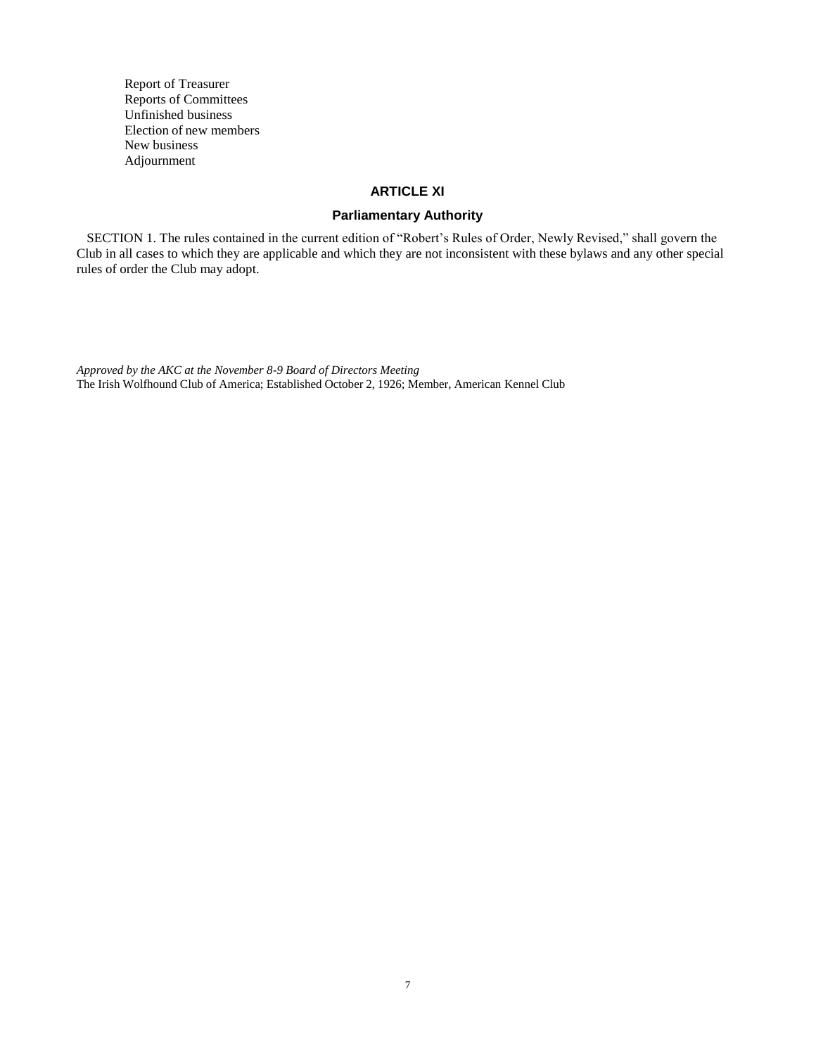Report of Treasurer
Reports of Committees
Unfinished business
Election of new members
New business
Adjournment

## ARTICLE XI

### Parliamentary Authority

SECTION 1. The rules contained in the current edition of "Robert's Rules of Order, Newly Revised," shall govern the Club in all cases to which they are applicable and which they are not inconsistent with these bylaws and any other special rules of order the Club may adopt.

*Approved by the AKC at the November 8-9 Board of Directors Meeting*
The Irish Wolfhound Club of America; Established October 2, 1926; Member, American Kennel Club